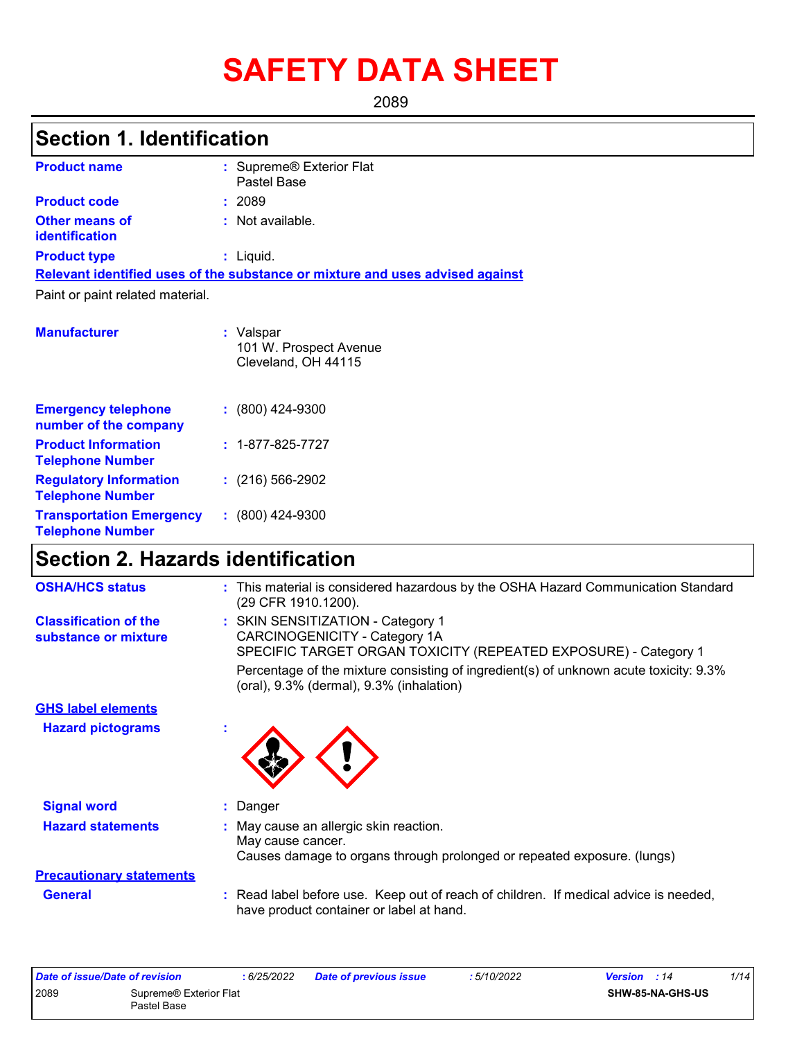# SAFETY DATA SHEET

2089

## Section 1. Identification

| | |
|---|---|
| **Product name** | : Supreme® Exterior Flat Pastel Base |
| **Product code** | : 2089 |
| **Other means of identification** | : Not available. |
| **Product type** | : Liquid. |

**Relevant identified uses of the substance or mixture and uses advised against**

Paint or paint related material.

| | |
|---|---|
| **Manufacturer** | : Valspar<br>101 W. Prospect Avenue<br>Cleveland, OH 44115 |
| **Emergency telephone number of the company** | : (800) 424-9300 |
| **Product Information Telephone Number** | : 1-877-825-7727 |
| **Regulatory Information Telephone Number** | : (216) 566-2902 |
| **Transportation Emergency Telephone Number** | : (800) 424-9300 |

## Section 2. Hazards identification

| | |
|---|---|
| **OSHA/HCS status** | : This material is considered hazardous by the OSHA Hazard Communication Standard (29 CFR 1910.1200). |
| **Classification of the substance or mixture** | : SKIN SENSITIZATION - Category 1<br>CARCINOGENICITY - Category 1A<br>SPECIFIC TARGET ORGAN TOXICITY (REPEATED EXPOSURE) - Category 1<br>Percentage of the mixture consisting of ingredient(s) of unknown acute toxicity: 9.3% (oral), 9.3% (dermal), 9.3% (inhalation) |

**GHS label elements**

| | |
|---|---|
| **Hazard pictograms** | : |
| **Signal word** | : Danger |
| **Hazard statements** | : May cause an allergic skin reaction.<br>May cause cancer.<br>Causes damage to organs through prolonged or repeated exposure. (lungs) |

**Precautionary statements**

| | |
|---|---|
| **General** | : Read label before use. Keep out of reach of children. If medical advice is needed, have product container or label at hand. |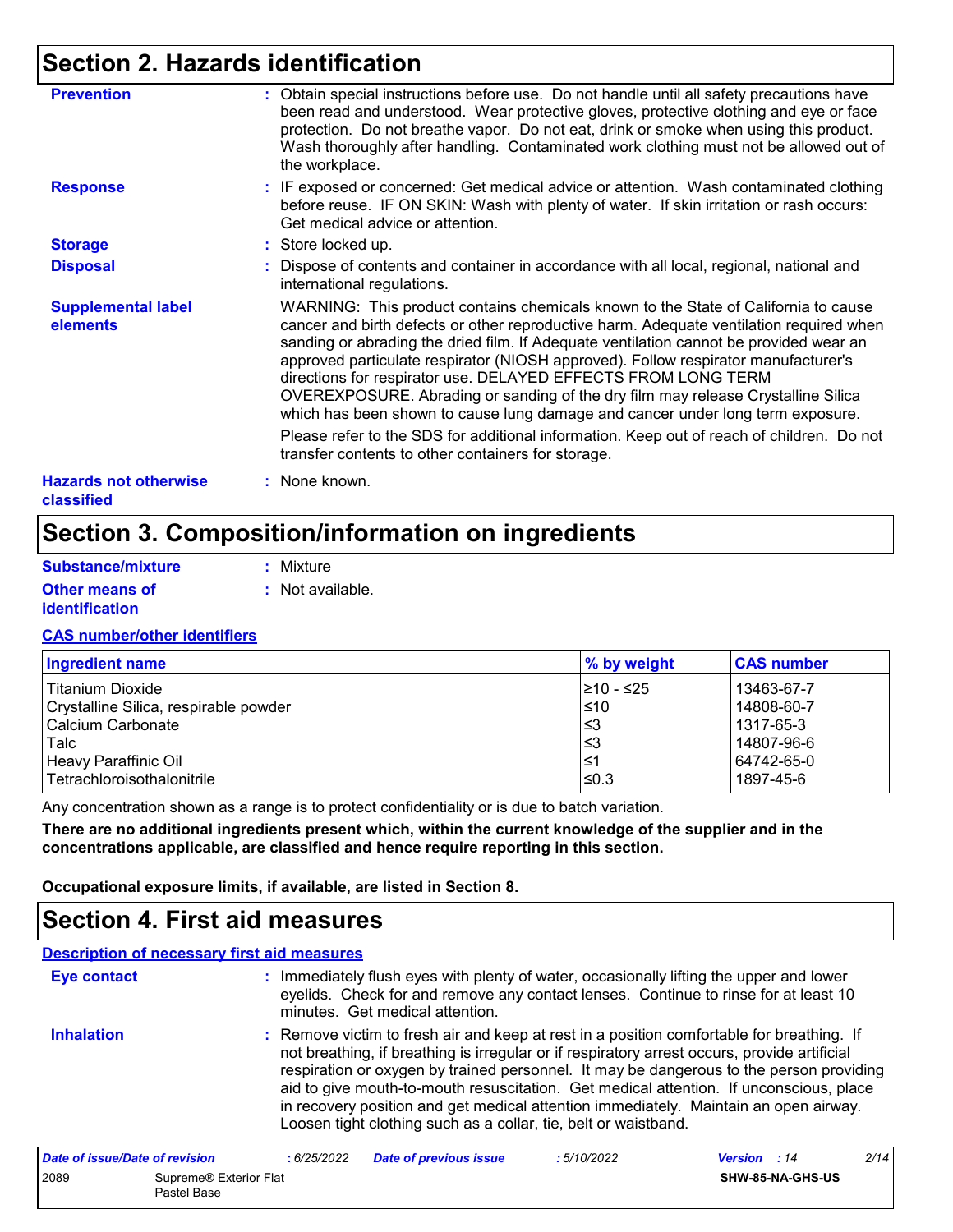## Section 2. Hazards identification

**Prevention** : Obtain special instructions before use. Do not handle until all safety precautions have been read and understood. Wear protective gloves, protective clothing and eye or face protection. Do not breathe vapor. Do not eat, drink or smoke when using this product. Wash thoroughly after handling. Contaminated work clothing must not be allowed out of the workplace.

**Response** : IF exposed or concerned: Get medical advice or attention. Wash contaminated clothing before reuse. IF ON SKIN: Wash with plenty of water. If skin irritation or rash occurs: Get medical advice or attention.

**Storage** : Store locked up.

**Disposal** : Dispose of contents and container in accordance with all local, regional, national and international regulations.

**Supplemental label elements**

WARNING: This product contains chemicals known to the State of California to cause cancer and birth defects or other reproductive harm. Adequate ventilation required when sanding or abrading the dried film. If Adequate ventilation cannot be provided wear an approved particulate respirator (NIOSH approved). Follow respirator manufacturer's directions for respirator use. DELAYED EFFECTS FROM LONG TERM OVEREXPOSURE. Abrading or sanding of the dry film may release Crystalline Silica which has been shown to cause lung damage and cancer under long term exposure.

Please refer to the SDS for additional information. Keep out of reach of children. Do not transfer contents to other containers for storage.

**Hazards not otherwise classified** : None known.

## Section 3. Composition/information on ingredients

**Substance/mixture** : Mixture

**Other means of identification** : Not available.

**CAS number/other identifiers**

| Ingredient name | % by weight | CAS number |
|---|---|---|
| Titanium Dioxide | ≥10 - ≤25 | 13463-67-7 |
| Crystalline Silica, respirable powder | ≤10 | 14808-60-7 |
| Calcium Carbonate | ≤3 | 1317-65-3 |
| Talc | ≤3 | 14807-96-6 |
| Heavy Paraffinic Oil | ≤1 | 64742-65-0 |
| Tetrachloroisothalonitrile | ≤0.3 | 1897-45-6 |

Any concentration shown as a range is to protect confidentiality or is due to batch variation.

**There are no additional ingredients present which, within the current knowledge of the supplier and in the concentrations applicable, are classified and hence require reporting in this section.**

**Occupational exposure limits, if available, are listed in Section 8.**

## Section 4. First aid measures

**Description of necessary first aid measures**

**Eye contact** : Immediately flush eyes with plenty of water, occasionally lifting the upper and lower eyelids. Check for and remove any contact lenses. Continue to rinse for at least 10 minutes. Get medical attention.

**Inhalation** : Remove victim to fresh air and keep at rest in a position comfortable for breathing. If not breathing, if breathing is irregular or if respiratory arrest occurs, provide artificial respiration or oxygen by trained personnel. It may be dangerous to the person providing aid to give mouth-to-mouth resuscitation. Get medical attention. If unconscious, place in recovery position and get medical attention immediately. Maintain an open airway. Loosen tight clothing such as a collar, tie, belt or waistband.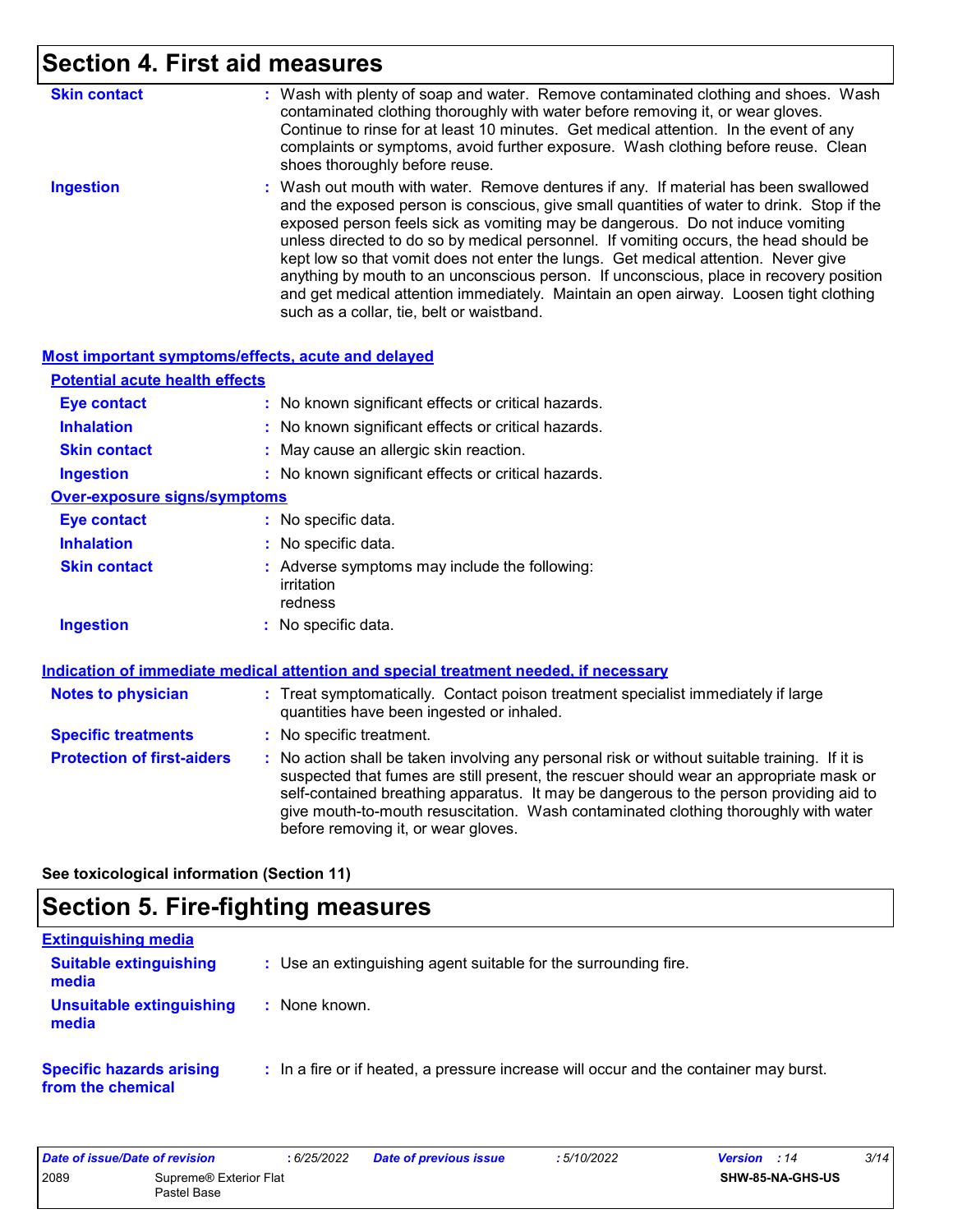## Section 4. First aid measures

| | |
|---|---|
| **Skin contact** | : Wash with plenty of soap and water. Remove contaminated clothing and shoes. Wash contaminated clothing thoroughly with water before removing it, or wear gloves. Continue to rinse for at least 10 minutes. Get medical attention. In the event of any complaints or symptoms, avoid further exposure. Wash clothing before reuse. Clean shoes thoroughly before reuse. |
| **Ingestion** | : Wash out mouth with water. Remove dentures if any. If material has been swallowed and the exposed person is conscious, give small quantities of water to drink. Stop if the exposed person feels sick as vomiting may be dangerous. Do not induce vomiting unless directed to do so by medical personnel. If vomiting occurs, the head should be kept low so that vomit does not enter the lungs. Get medical attention. Never give anything by mouth to an unconscious person. If unconscious, place in recovery position and get medical attention immediately. Maintain an open airway. Loosen tight clothing such as a collar, tie, belt or waistband. |

### Most important symptoms/effects, acute and delayed

**Potential acute health effects**

| | |
|---|---|
| **Eye contact** | : No known significant effects or critical hazards. |
| **Inhalation** | : No known significant effects or critical hazards. |
| **Skin contact** | : May cause an allergic skin reaction. |
| **Ingestion** | : No known significant effects or critical hazards. |

**Over-exposure signs/symptoms**

| | |
|---|---|
| **Eye contact** | : No specific data. |
| **Inhalation** | : No specific data. |
| **Skin contact** | : Adverse symptoms may include the following:<br>irritation<br>redness |
| **Ingestion** | : No specific data. |

### Indication of immediate medical attention and special treatment needed, if necessary

| | |
|---|---|
| **Notes to physician** | : Treat symptomatically. Contact poison treatment specialist immediately if large quantities have been ingested or inhaled. |
| **Specific treatments** | : No specific treatment. |
| **Protection of first-aiders** | : No action shall be taken involving any personal risk or without suitable training. If it is suspected that fumes are still present, the rescuer should wear an appropriate mask or self-contained breathing apparatus. It may be dangerous to the person providing aid to give mouth-to-mouth resuscitation. Wash contaminated clothing thoroughly with water before removing it, or wear gloves. |

**See toxicological information (Section 11)**

## Section 5. Fire-fighting measures

### Extinguishing media

| | |
|---|---|
| **Suitable extinguishing media** | : Use an extinguishing agent suitable for the surrounding fire. |
| **Unsuitable extinguishing media** | : None known. |

| | |
|---|---|
| **Specific hazards arising from the chemical** | : In a fire or if heated, a pressure increase will occur and the container may burst. |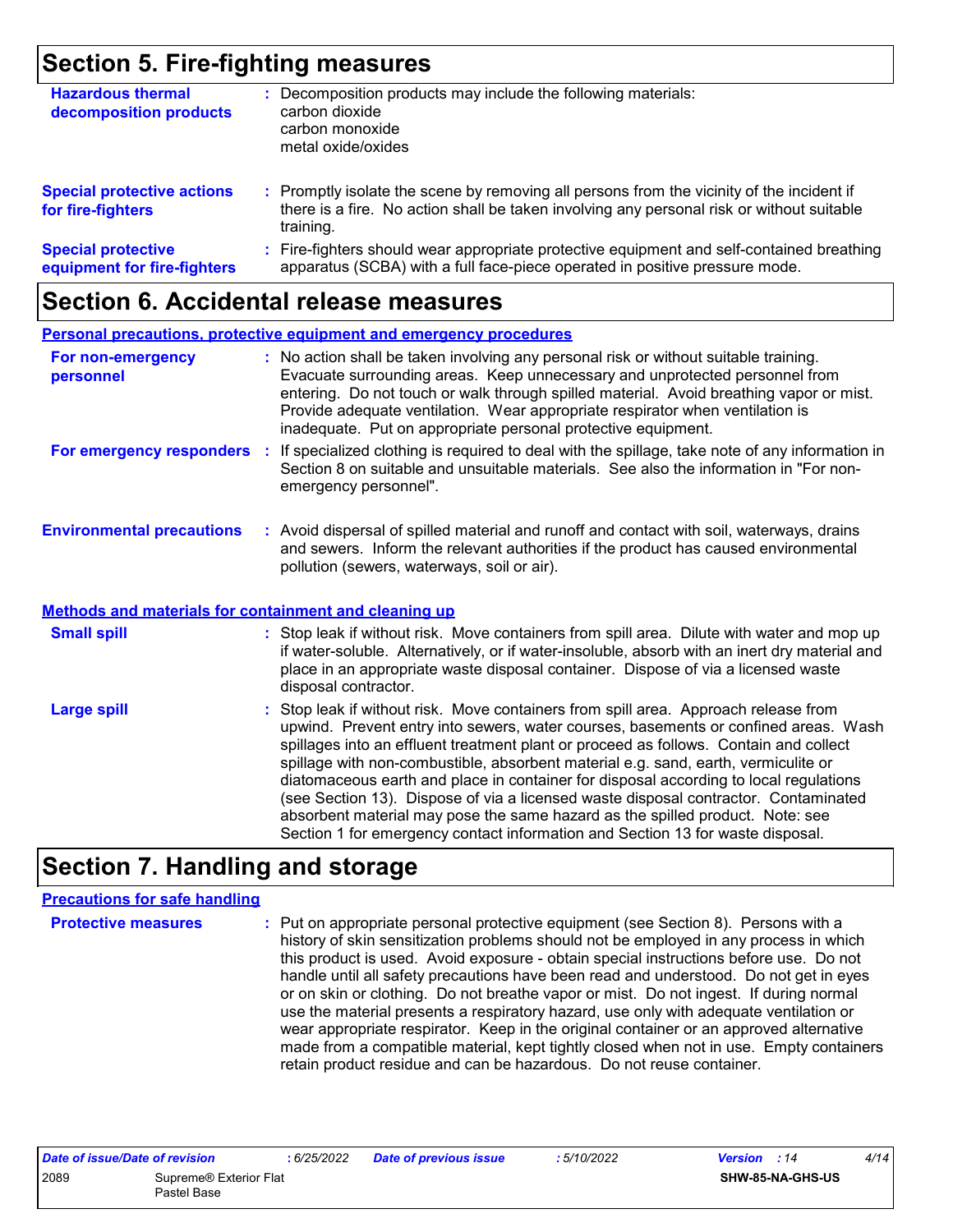## Section 5. Fire-fighting measures

**Hazardous thermal decomposition products** : Decomposition products may include the following materials:
carbon dioxide
carbon monoxide
metal oxide/oxides

**Special protective actions for fire-fighters** : Promptly isolate the scene by removing all persons from the vicinity of the incident if there is a fire. No action shall be taken involving any personal risk or without suitable training.

**Special protective equipment for fire-fighters** : Fire-fighters should wear appropriate protective equipment and self-contained breathing apparatus (SCBA) with a full face-piece operated in positive pressure mode.

## Section 6. Accidental release measures

### Personal precautions, protective equipment and emergency procedures

**For non-emergency personnel** : No action shall be taken involving any personal risk or without suitable training. Evacuate surrounding areas. Keep unnecessary and unprotected personnel from entering. Do not touch or walk through spilled material. Avoid breathing vapor or mist. Provide adequate ventilation. Wear appropriate respirator when ventilation is inadequate. Put on appropriate personal protective equipment.

**For emergency responders** : If specialized clothing is required to deal with the spillage, take note of any information in Section 8 on suitable and unsuitable materials. See also the information in "For non-emergency personnel".

**Environmental precautions** : Avoid dispersal of spilled material and runoff and contact with soil, waterways, drains and sewers. Inform the relevant authorities if the product has caused environmental pollution (sewers, waterways, soil or air).

### Methods and materials for containment and cleaning up

**Small spill** : Stop leak if without risk. Move containers from spill area. Dilute with water and mop up if water-soluble. Alternatively, or if water-insoluble, absorb with an inert dry material and place in an appropriate waste disposal container. Dispose of via a licensed waste disposal contractor.

**Large spill** : Stop leak if without risk. Move containers from spill area. Approach release from upwind. Prevent entry into sewers, water courses, basements or confined areas. Wash spillages into an effluent treatment plant or proceed as follows. Contain and collect spillage with non-combustible, absorbent material e.g. sand, earth, vermiculite or diatomaceous earth and place in container for disposal according to local regulations (see Section 13). Dispose of via a licensed waste disposal contractor. Contaminated absorbent material may pose the same hazard as the spilled product. Note: see Section 1 for emergency contact information and Section 13 for waste disposal.

## Section 7. Handling and storage

### Precautions for safe handling

**Protective measures** : Put on appropriate personal protective equipment (see Section 8). Persons with a history of skin sensitization problems should not be employed in any process in which this product is used. Avoid exposure - obtain special instructions before use. Do not handle until all safety precautions have been read and understood. Do not get in eyes or on skin or clothing. Do not breathe vapor or mist. Do not ingest. If during normal use the material presents a respiratory hazard, use only with adequate ventilation or wear appropriate respirator. Keep in the original container or an approved alternative made from a compatible material, kept tightly closed when not in use. Empty containers retain product residue and can be hazardous. Do not reuse container.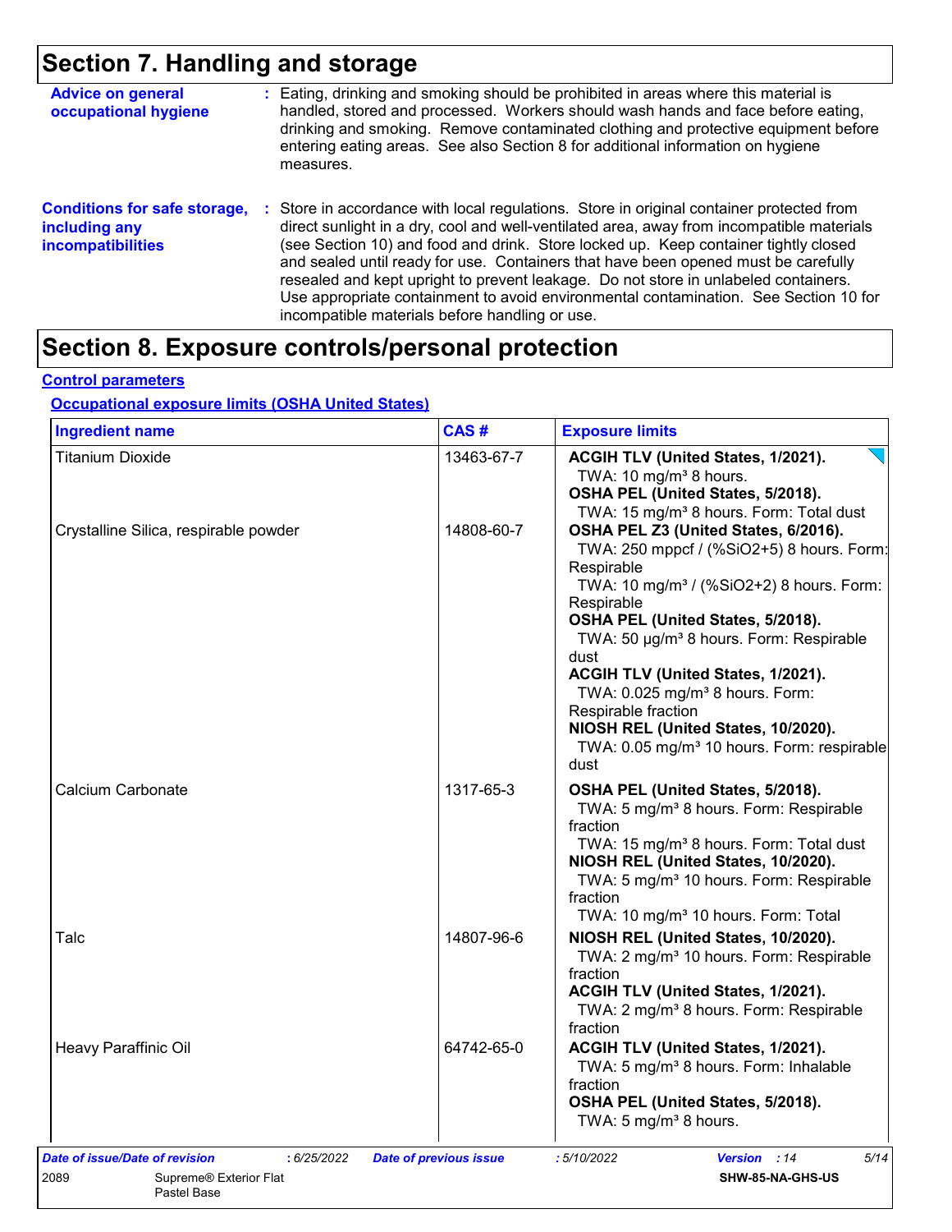## Section 7. Handling and storage

**Advice on general occupational hygiene** : Eating, drinking and smoking should be prohibited in areas where this material is handled, stored and processed. Workers should wash hands and face before eating, drinking and smoking. Remove contaminated clothing and protective equipment before entering eating areas. See also Section 8 for additional information on hygiene measures.

**Conditions for safe storage, including any incompatibilities** : Store in accordance with local regulations. Store in original container protected from direct sunlight in a dry, cool and well-ventilated area, away from incompatible materials (see Section 10) and food and drink. Store locked up. Keep container tightly closed and sealed until ready for use. Containers that have been opened must be carefully resealed and kept upright to prevent leakage. Do not store in unlabeled containers. Use appropriate containment to avoid environmental contamination. See Section 10 for incompatible materials before handling or use.

## Section 8. Exposure controls/personal protection

### Control parameters

#### Occupational exposure limits (OSHA United States)

| Ingredient name | CAS # | Exposure limits |
|---|---|---|
| Titanium Dioxide | 13463-67-7 | **ACGIH TLV (United States, 1/2021).**<br>TWA: 10 mg/m³ 8 hours.<br>**OSHA PEL (United States, 5/2018).**<br>TWA: 15 mg/m³ 8 hours. Form: Total dust |
| Crystalline Silica, respirable powder | 14808-60-7 | **OSHA PEL Z3 (United States, 6/2016).**<br>TWA: 250 mppcf / (%SiO2+5) 8 hours. Form: Respirable<br>TWA: 10 mg/m³ / (%SiO2+2) 8 hours. Form: Respirable<br>**OSHA PEL (United States, 5/2018).**<br>TWA: 50 µg/m³ 8 hours. Form: Respirable dust<br>**ACGIH TLV (United States, 1/2021).**<br>TWA: 0.025 mg/m³ 8 hours. Form: Respirable fraction<br>**NIOSH REL (United States, 10/2020).**<br>TWA: 0.05 mg/m³ 10 hours. Form: respirable dust |
| Calcium Carbonate | 1317-65-3 | **OSHA PEL (United States, 5/2018).**<br>TWA: 5 mg/m³ 8 hours. Form: Respirable fraction<br>TWA: 15 mg/m³ 8 hours. Form: Total dust<br>**NIOSH REL (United States, 10/2020).**<br>TWA: 5 mg/m³ 10 hours. Form: Respirable fraction<br>TWA: 10 mg/m³ 10 hours. Form: Total |
| Talc | 14807-96-6 | **NIOSH REL (United States, 10/2020).**<br>TWA: 2 mg/m³ 10 hours. Form: Respirable fraction<br>**ACGIH TLV (United States, 1/2021).**<br>TWA: 2 mg/m³ 8 hours. Form: Respirable fraction |
| Heavy Paraffinic Oil | 64742-65-0 | **ACGIH TLV (United States, 1/2021).**<br>TWA: 5 mg/m³ 8 hours. Form: Inhalable fraction<br>**OSHA PEL (United States, 5/2018).**<br>TWA: 5 mg/m³ 8 hours. |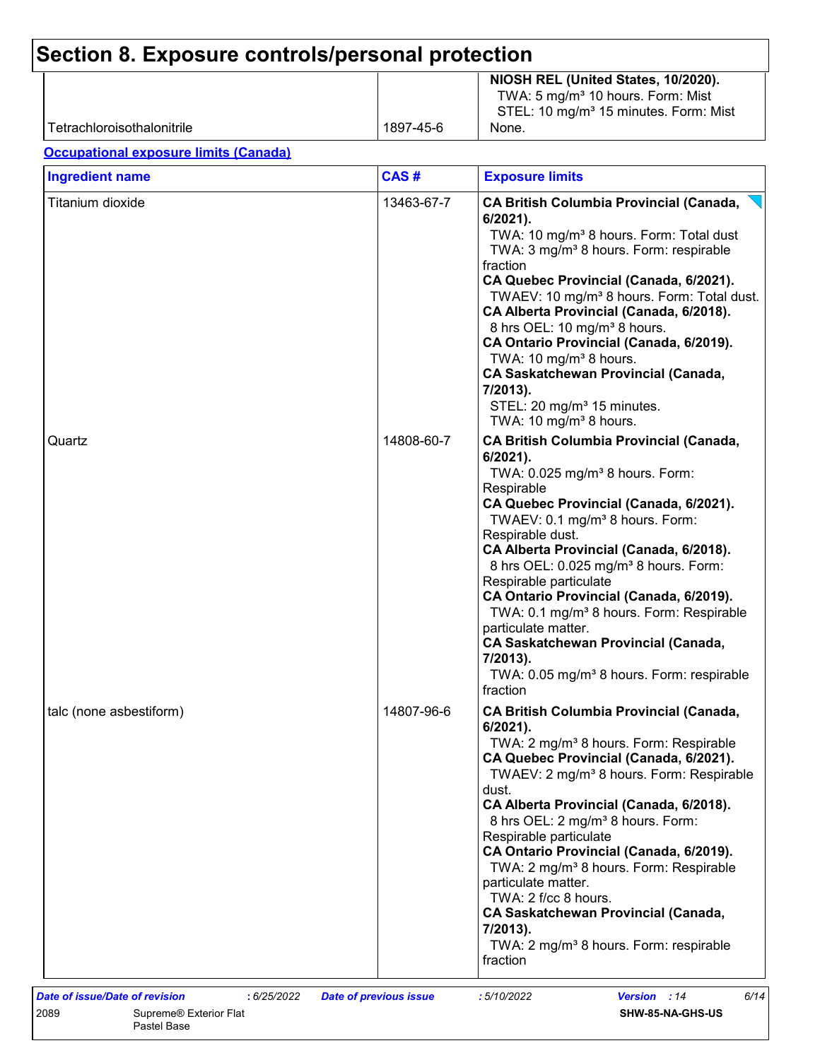# Section 8. Exposure controls/personal protection

| | | |
|---|---|---|
| | | **NIOSH REL (United States, 10/2020).**<br>TWA: 5 mg/m³ 10 hours. Form: Mist<br>STEL: 10 mg/m³ 15 minutes. Form: Mist |
| Tetrachloroisothalonitrile | 1897-45-6 | None. |

**Occupational exposure limits (Canada)**

| Ingredient name | CAS # | Exposure limits |
|---|---|---|
| Titanium dioxide | 13463-67-7 | **CA British Columbia Provincial (Canada, 6/2021).**<br>TWA: 10 mg/m³ 8 hours. Form: Total dust<br>TWA: 3 mg/m³ 8 hours. Form: respirable fraction<br>**CA Quebec Provincial (Canada, 6/2021).**<br>TWAEV: 10 mg/m³ 8 hours. Form: Total dust.<br>**CA Alberta Provincial (Canada, 6/2018).**<br>8 hrs OEL: 10 mg/m³ 8 hours.<br>**CA Ontario Provincial (Canada, 6/2019).**<br>TWA: 10 mg/m³ 8 hours.<br>**CA Saskatchewan Provincial (Canada, 7/2013).**<br>STEL: 20 mg/m³ 15 minutes.<br>TWA: 10 mg/m³ 8 hours. |
| Quartz | 14808-60-7 | **CA British Columbia Provincial (Canada, 6/2021).**<br>TWA: 0.025 mg/m³ 8 hours. Form: Respirable<br>**CA Quebec Provincial (Canada, 6/2021).**<br>TWAEV: 0.1 mg/m³ 8 hours. Form: Respirable dust.<br>**CA Alberta Provincial (Canada, 6/2018).**<br>8 hrs OEL: 0.025 mg/m³ 8 hours. Form: Respirable particulate<br>**CA Ontario Provincial (Canada, 6/2019).**<br>TWA: 0.1 mg/m³ 8 hours. Form: Respirable particulate matter.<br>**CA Saskatchewan Provincial (Canada, 7/2013).**<br>TWA: 0.05 mg/m³ 8 hours. Form: respirable fraction |
| talc (none asbestiform) | 14807-96-6 | **CA British Columbia Provincial (Canada, 6/2021).**<br>TWA: 2 mg/m³ 8 hours. Form: Respirable<br>**CA Quebec Provincial (Canada, 6/2021).**<br>TWAEV: 2 mg/m³ 8 hours. Form: Respirable dust.<br>**CA Alberta Provincial (Canada, 6/2018).**<br>8 hrs OEL: 2 mg/m³ 8 hours. Form: Respirable particulate<br>**CA Ontario Provincial (Canada, 6/2019).**<br>TWA: 2 mg/m³ 8 hours. Form: Respirable particulate matter.<br>TWA: 2 f/cc 8 hours.<br>**CA Saskatchewan Provincial (Canada, 7/2013).**<br>TWA: 2 mg/m³ 8 hours. Form: respirable fraction |

*Date of issue/Date of revision* : 6/25/2022 *Date of previous issue* : 5/10/2022 *Version* : 14

2089 Supreme® Exterior Flat Pastel Base SHW-85-NA-GHS-US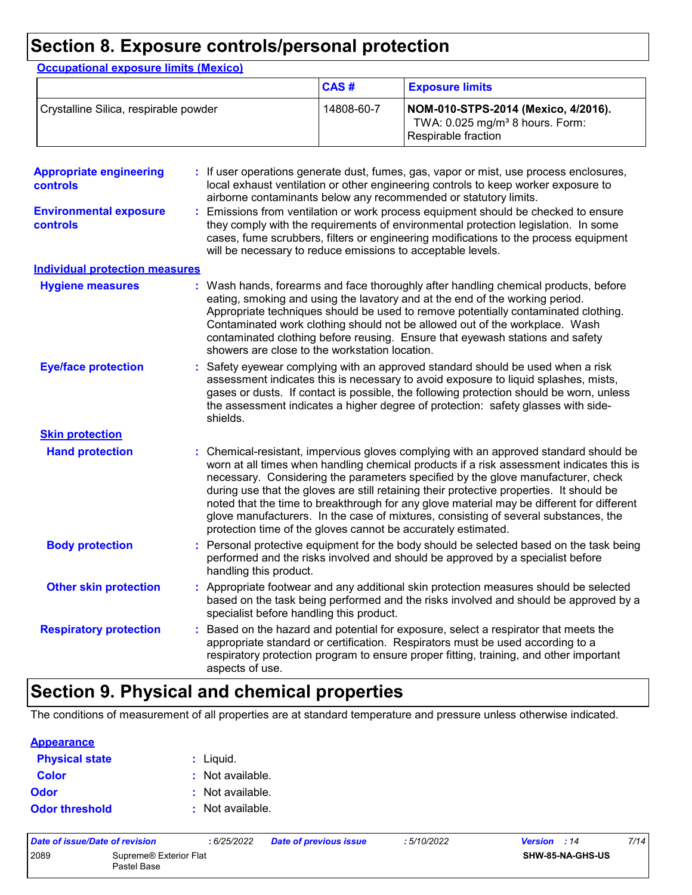## Section 8. Exposure controls/personal protection

**Occupational exposure limits (Mexico)**

| | CAS # | Exposure limits |
|---|---|---|
| Crystalline Silica, respirable powder | 14808-60-7 | **NOM-010-STPS-2014 (Mexico, 4/2016).** TWA: 0.025 mg/m³ 8 hours. Form: Respirable fraction |

**Appropriate engineering controls** : If user operations generate dust, fumes, gas, vapor or mist, use process enclosures, local exhaust ventilation or other engineering controls to keep worker exposure to airborne contaminants below any recommended or statutory limits.

**Environmental exposure controls** : Emissions from ventilation or work process equipment should be checked to ensure they comply with the requirements of environmental protection legislation. In some cases, fume scrubbers, filters or engineering modifications to the process equipment will be necessary to reduce emissions to acceptable levels.

**Individual protection measures**

**Hygiene measures** : Wash hands, forearms and face thoroughly after handling chemical products, before eating, smoking and using the lavatory and at the end of the working period. Appropriate techniques should be used to remove potentially contaminated clothing. Contaminated work clothing should not be allowed out of the workplace. Wash contaminated clothing before reusing. Ensure that eyewash stations and safety showers are close to the workstation location.

**Eye/face protection** : Safety eyewear complying with an approved standard should be used when a risk assessment indicates this is necessary to avoid exposure to liquid splashes, mists, gases or dusts. If contact is possible, the following protection should be worn, unless the assessment indicates a higher degree of protection: safety glasses with side-shields.

**Skin protection**

**Hand protection** : Chemical-resistant, impervious gloves complying with an approved standard should be worn at all times when handling chemical products if a risk assessment indicates this is necessary. Considering the parameters specified by the glove manufacturer, check during use that the gloves are still retaining their protective properties. It should be noted that the time to breakthrough for any glove material may be different for different glove manufacturers. In the case of mixtures, consisting of several substances, the protection time of the gloves cannot be accurately estimated.

**Body protection** : Personal protective equipment for the body should be selected based on the task being performed and the risks involved and should be approved by a specialist before handling this product.

**Other skin protection** : Appropriate footwear and any additional skin protection measures should be selected based on the task being performed and the risks involved and should be approved by a specialist before handling this product.

**Respiratory protection** : Based on the hazard and potential for exposure, select a respirator that meets the appropriate standard or certification. Respirators must be used according to a respiratory protection program to ensure proper fitting, training, and other important aspects of use.

## Section 9. Physical and chemical properties

The conditions of measurement of all properties are at standard temperature and pressure unless otherwise indicated.

**Appearance**

**Physical state** : Liquid.

**Color** : Not available.

**Odor** : Not available.

**Odor threshold** : Not available.

| Date of issue/Date of revision | : 6/25/2022 | Date of previous issue | : 5/10/2022 | Version : 14 |
|---|---|---|---|---|
| 2089 | Supreme® Exterior Flat Pastel Base | | | SHW-85-NA-GHS-US |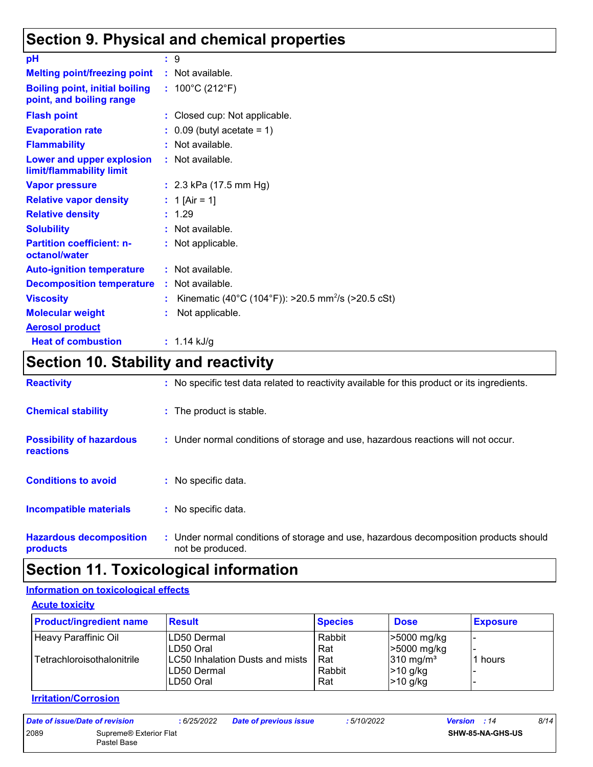## Section 9. Physical and chemical properties

| | |
|---|---|
| **pH** | : 9 |
| **Melting point/freezing point** | : Not available. |
| **Boiling point, initial boiling point, and boiling range** | : 100°C (212°F) |
| **Flash point** | : Closed cup: Not applicable. |
| **Evaporation rate** | : 0.09 (butyl acetate = 1) |
| **Flammability** | : Not available. |
| **Lower and upper explosion limit/flammability limit** | : Not available. |
| **Vapor pressure** | : 2.3 kPa (17.5 mm Hg) |
| **Relative vapor density** | : 1 [Air = 1] |
| **Relative density** | : 1.29 |
| **Solubility** | : Not available. |
| **Partition coefficient: n-octanol/water** | : Not applicable. |
| **Auto-ignition temperature** | : Not available. |
| **Decomposition temperature** | : Not available. |
| **Viscosity** | : Kinematic (40°C (104°F)): >20.5 $mm^2/s$ (>20.5 cSt) |
| **Molecular weight** | : Not applicable. |
| **Aerosol product** | |
| **Heat of combustion** | : 1.14 kJ/g |

## Section 10. Stability and reactivity

| | |
|---|---|
| **Reactivity** | : No specific test data related to reactivity available for this product or its ingredients. |
| **Chemical stability** | : The product is stable. |
| **Possibility of hazardous reactions** | : Under normal conditions of storage and use, hazardous reactions will not occur. |
| **Conditions to avoid** | : No specific data. |
| **Incompatible materials** | : No specific data. |
| **Hazardous decomposition products** | : Under normal conditions of storage and use, hazardous decomposition products should not be produced. |

## Section 11. Toxicological information

### Information on toxicological effects

#### Acute toxicity

| Product/ingredient name | Result | Species | Dose | Exposure |
|---|---|---|---|---|
| Heavy Paraffinic Oil | LD50 Dermal | Rabbit | >5000 mg/kg | - |
| | LD50 Oral | Rat | >5000 mg/kg | - |
| Tetrachloroisothalonitrile | LC50 Inhalation Dusts and mists | Rat | 310 $mg/m^3$ | 1 hours |
| | LD50 Dermal | Rabbit | >10 g/kg | - |
| | LD50 Oral | Rat | >10 g/kg | - |

#### Irritation/Corrosion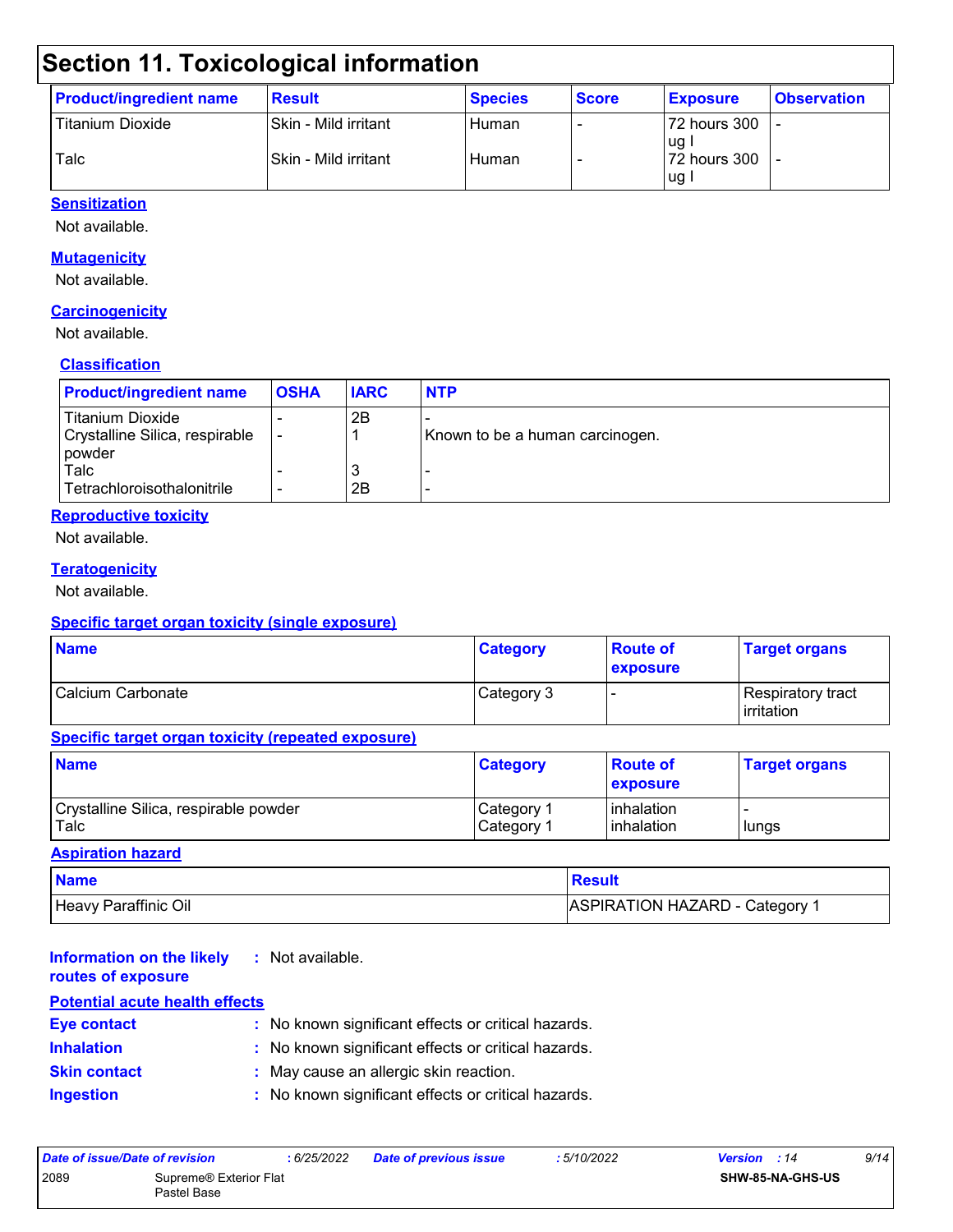## Section 11. Toxicological information

| Product/ingredient name | Result | Species | Score | Exposure | Observation |
|---|---|---|---|---|---|
| Titanium Dioxide | Skin - Mild irritant | Human | - | 72 hours 300 ug I | - |
| Talc | Skin - Mild irritant | Human | - | 72 hours 300 ug I | - |

### Sensitization

Not available.

### Mutagenicity

Not available.

### Carcinogenicity

Not available.

#### Classification

| Product/ingredient name | OSHA | IARC | NTP |
|---|---|---|---|
| Titanium Dioxide | - | 2B | - |
| Crystalline Silica, respirable powder | - | 1 | Known to be a human carcinogen. |
| Talc | - | 3 | - |
| Tetrachloroisothalonitrile | - | 2B | - |

### Reproductive toxicity

Not available.

### Teratogenicity

Not available.

### Specific target organ toxicity (single exposure)

| Name | Category | Route of exposure | Target organs |
|---|---|---|---|
| Calcium Carbonate | Category 3 | - | Respiratory tract irritation |

### Specific target organ toxicity (repeated exposure)

| Name | Category | Route of exposure | Target organs |
|---|---|---|---|
| Crystalline Silica, respirable powder | Category 1 | inhalation | - |
| Talc | Category 1 | inhalation | lungs |

### Aspiration hazard

| Name | Result |
|---|---|
| Heavy Paraffinic Oil | ASPIRATION HAZARD - Category 1 |

**Information on the likely routes of exposure** : Not available.

### Potential acute health effects

**Eye contact** : No known significant effects or critical hazards.

**Inhalation** : No known significant effects or critical hazards.

**Skin contact** : May cause an allergic skin reaction.

**Ingestion** : No known significant effects or critical hazards.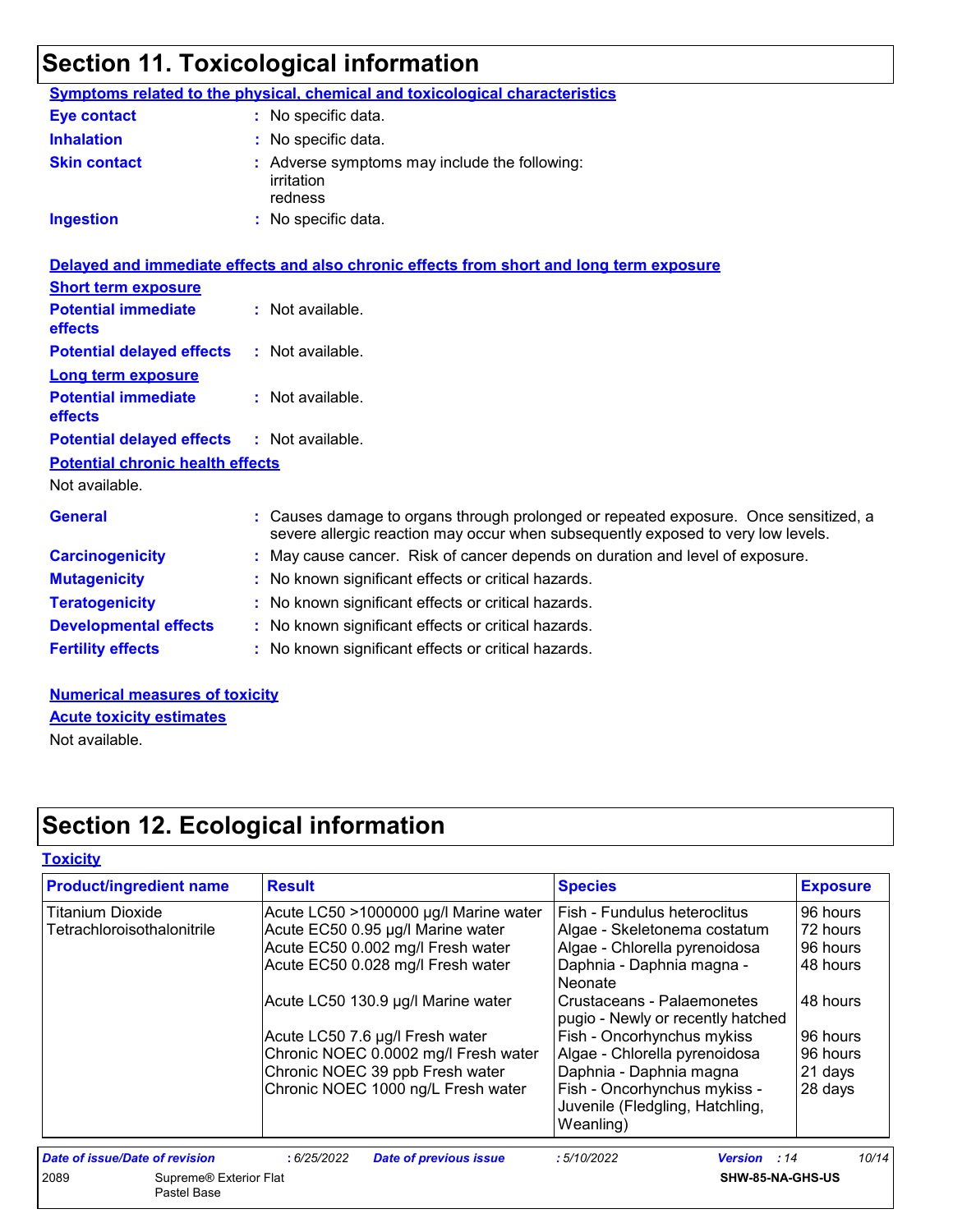## Section 11. Toxicological information

**Symptoms related to the physical, chemical and toxicological characteristics**

**Eye contact** : No specific data.

**Inhalation** : No specific data.

**Skin contact** : Adverse symptoms may include the following:
irritation
redness

**Ingestion** : No specific data.

**Delayed and immediate effects and also chronic effects from short and long term exposure**

**Short term exposure**

**Potential immediate effects** : Not available.

**Potential delayed effects** : Not available.

**Long term exposure**

**Potential immediate effects** : Not available.

**Potential delayed effects** : Not available.

**Potential chronic health effects**

Not available.

**General** : Causes damage to organs through prolonged or repeated exposure. Once sensitized, a severe allergic reaction may occur when subsequently exposed to very low levels.

**Carcinogenicity** : May cause cancer. Risk of cancer depends on duration and level of exposure.

**Mutagenicity** : No known significant effects or critical hazards.

**Teratogenicity** : No known significant effects or critical hazards.

**Developmental effects** : No known significant effects or critical hazards.

**Fertility effects** : No known significant effects or critical hazards.

**Numerical measures of toxicity**

**Acute toxicity estimates**

Not available.

## Section 12. Ecological information

**Toxicity**

| Product/ingredient name | Result | Species | Exposure |
|---|---|---|---|
| Titanium Dioxide | Acute LC50 >1000000 µg/l Marine water | Fish - Fundulus heteroclitus | 96 hours |
| Tetrachloroisothalonitrile | Acute EC50 0.95 µg/l Marine water | Algae - Skeletonema costatum | 72 hours |
| | Acute EC50 0.002 mg/l Fresh water | Algae - Chlorella pyrenoidosa | 96 hours |
| | Acute EC50 0.028 mg/l Fresh water | Daphnia - Daphnia magna - Neonate | 48 hours |
| | Acute LC50 130.9 µg/l Marine water | Crustaceans - Palaemonetes pugio - Newly or recently hatched | 48 hours |
| | Acute LC50 7.6 µg/l Fresh water | Fish - Oncorhynchus mykiss | 96 hours |
| | Chronic NOEC 0.0002 mg/l Fresh water | Algae - Chlorella pyrenoidosa | 96 hours |
| | Chronic NOEC 39 ppb Fresh water | Daphnia - Daphnia magna | 21 days |
| | Chronic NOEC 1000 ng/L Fresh water | Fish - Oncorhynchus mykiss - Juvenile (Fledgling, Hatchling, Weanling) | 28 days |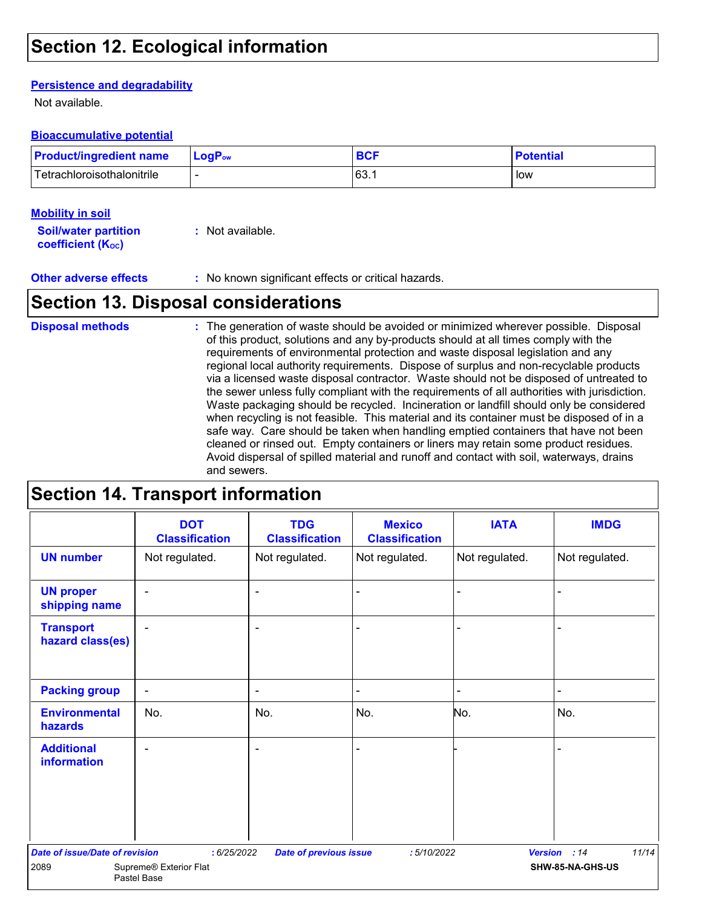# Section 12. Ecological information

### Persistence and degradability

Not available.

### Bioaccumulative potential

| Product/ingredient name | $LogP_{ow}$ | BCF | Potential |
|---|---|---|---|
| Tetrachloroisothalonitrile | - | 63.1 | low |

### Mobility in soil

**Soil/water partition coefficient ($K_{OC}$)** : Not available.

**Other adverse effects** : No known significant effects or critical hazards.

# Section 13. Disposal considerations

**Disposal methods** : The generation of waste should be avoided or minimized wherever possible. Disposal of this product, solutions and any by-products should at all times comply with the requirements of environmental protection and waste disposal legislation and any regional local authority requirements. Dispose of surplus and non-recyclable products via a licensed waste disposal contractor. Waste should not be disposed of untreated to the sewer unless fully compliant with the requirements of all authorities with jurisdiction. Waste packaging should be recycled. Incineration or landfill should only be considered when recycling is not feasible. This material and its container must be disposed of in a safe way. Care should be taken when handling emptied containers that have not been cleaned or rinsed out. Empty containers or liners may retain some product residues. Avoid dispersal of spilled material and runoff and contact with soil, waterways, drains and sewers.

# Section 14. Transport information

| | DOT Classification | TDG Classification | Mexico Classification | IATA | IMDG |
|---|---|---|---|---|---|
| UN number | Not regulated. | Not regulated. | Not regulated. | Not regulated. | Not regulated. |
| UN proper shipping name | - | - | - | - | - |
| Transport hazard class(es) | - | - | - | - | - |
| Packing group | - | - | - | - | - |
| Environmental hazards | No. | No. | No. | No. | No. |
| Additional information | - | - | - | - | - |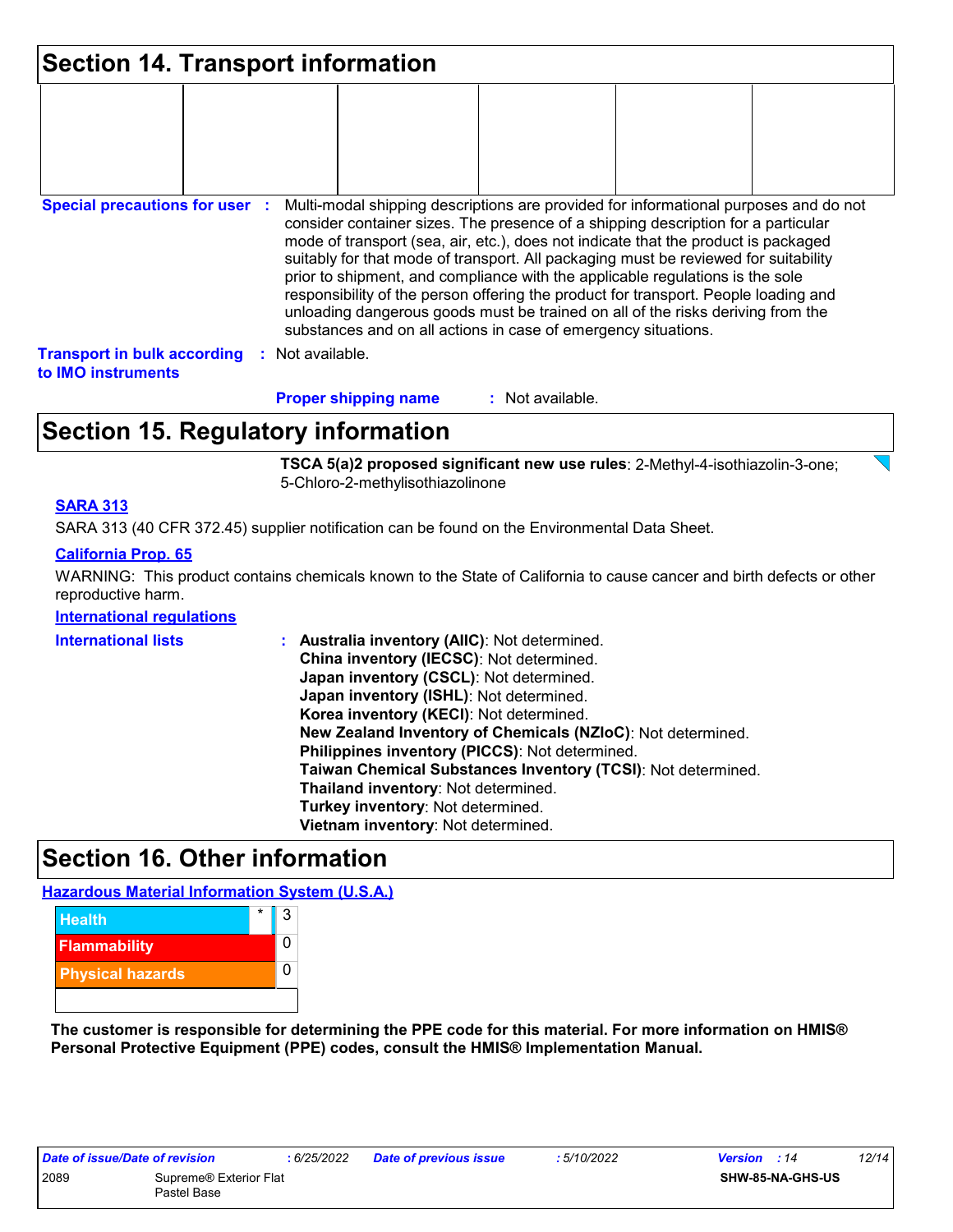## Section 14. Transport information

| | | | | | |
|---|---|---|---|---|---|
| | | | | | |

**Special precautions for user** : Multi-modal shipping descriptions are provided for informational purposes and do not consider container sizes. The presence of a shipping description for a particular mode of transport (sea, air, etc.), does not indicate that the product is packaged suitably for that mode of transport. All packaging must be reviewed for suitability prior to shipment, and compliance with the applicable regulations is the sole responsibility of the person offering the product for transport. People loading and unloading dangerous goods must be trained on all of the risks deriving from the substances and on all actions in case of emergency situations.

**Transport in bulk according to IMO instruments** : Not available.

**Proper shipping name** : Not available.

## Section 15. Regulatory information

**TSCA 5(a)2 proposed significant new use rules**: 2-Methyl-4-isothiazolin-3-one; 5-Chloro-2-methylisothiazolinone

**SARA 313**

SARA 313 (40 CFR 372.45) supplier notification can be found on the Environmental Data Sheet.

**California Prop. 65**

WARNING: This product contains chemicals known to the State of California to cause cancer and birth defects or other reproductive harm.

**International regulations**

**International lists** :
**Australia inventory (AIIC)**: Not determined.
**China inventory (IECSC)**: Not determined.
**Japan inventory (CSCL)**: Not determined.
**Japan inventory (ISHL)**: Not determined.
**Korea inventory (KECI)**: Not determined.
**New Zealand Inventory of Chemicals (NZIoC)**: Not determined.
**Philippines inventory (PICCS)**: Not determined.
**Taiwan Chemical Substances Inventory (TCSI)**: Not determined.
**Thailand inventory**: Not determined.
**Turkey inventory**: Not determined.
**Vietnam inventory**: Not determined.

## Section 16. Other information

**Hazardous Material Information System (U.S.A.)**

| | | |
|---|---|---|
| Health | * | 3 |
| Flammability | | 0 |
| Physical hazards | | 0 |
| | | |

**The customer is responsible for determining the PPE code for this material. For more information on HMIS® Personal Protective Equipment (PPE) codes, consult the HMIS® Implementation Manual.**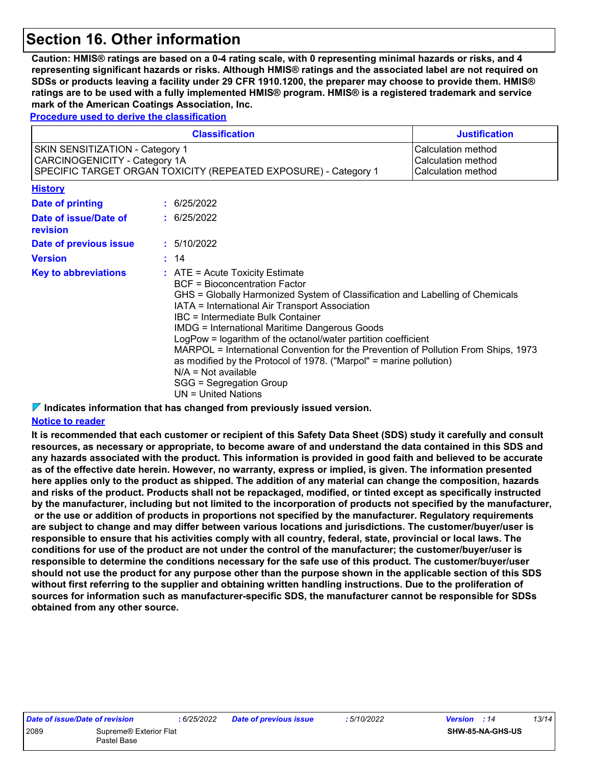# Section 16. Other information

**Caution: HMIS® ratings are based on a 0-4 rating scale, with 0 representing minimal hazards or risks, and 4 representing significant hazards or risks. Although HMIS® ratings and the associated label are not required on SDSs or products leaving a facility under 29 CFR 1910.1200, the preparer may choose to provide them. HMIS® ratings are to be used with a fully implemented HMIS® program. HMIS® is a registered trademark and service mark of the American Coatings Association, Inc.**

**Procedure used to derive the classification**

| Classification | Justification |
|---|---|
| SKIN SENSITIZATION - Category 1 | Calculation method |
| CARCINOGENICITY - Category 1A | Calculation method |
| SPECIFIC TARGET ORGAN TOXICITY (REPEATED EXPOSURE) - Category 1 | Calculation method |

**History**

**Date of printing** : 6/25/2022

**Date of issue/Date of revision** : 6/25/2022

**Date of previous issue** : 5/10/2022

**Version** : 14

**Key to abbreviations** :
ATE = Acute Toxicity Estimate
BCF = Bioconcentration Factor
GHS = Globally Harmonized System of Classification and Labelling of Chemicals
IATA = International Air Transport Association
IBC = Intermediate Bulk Container
IMDG = International Maritime Dangerous Goods
LogPow = logarithm of the octanol/water partition coefficient
MARPOL = International Convention for the Prevention of Pollution From Ships, 1973 as modified by the Protocol of 1978. ("Marpol" = marine pollution)
N/A = Not available
SGG = Segregation Group
UN = United Nations

**Indicates information that has changed from previously issued version.**

**Notice to reader**

**It is recommended that each customer or recipient of this Safety Data Sheet (SDS) study it carefully and consult resources, as necessary or appropriate, to become aware of and understand the data contained in this SDS and any hazards associated with the product. This information is provided in good faith and believed to be accurate as of the effective date herein. However, no warranty, express or implied, is given. The information presented here applies only to the product as shipped. The addition of any material can change the composition, hazards and risks of the product. Products shall not be repackaged, modified, or tinted except as specifically instructed by the manufacturer, including but not limited to the incorporation of products not specified by the manufacturer, or the use or addition of products in proportions not specified by the manufacturer. Regulatory requirements are subject to change and may differ between various locations and jurisdictions. The customer/buyer/user is responsible to ensure that his activities comply with all country, federal, state, provincial or local laws. The conditions for use of the product are not under the control of the manufacturer; the customer/buyer/user is responsible to determine the conditions necessary for the safe use of this product. The customer/buyer/user should not use the product for any purpose other than the purpose shown in the applicable section of this SDS without first referring to the supplier and obtaining written handling instructions. Due to the proliferation of sources for information such as manufacturer-specific SDS, the manufacturer cannot be responsible for SDSs obtained from any other source.**